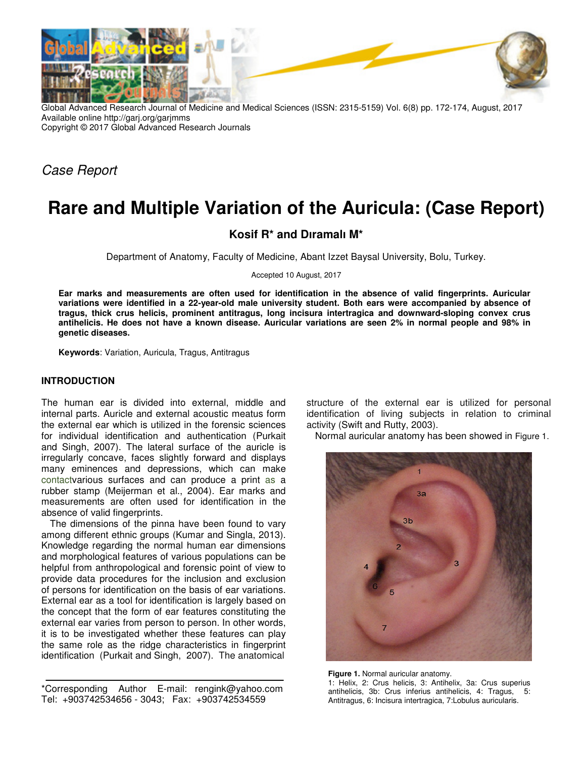Global Advanced Research Journal of Medicine and Medical Sciences (ISSN: 2315-5159) Vol. 6(8) pp. 172-174, August, 2017
Available online http://garj.org/garjmms
Copyright © 2017 Global Advanced Research Journals

*Case Report*

# Rare and Multiple Variation of the Auricula: (Case Report)

**Kosif R* and Dıramalı M***

Department of Anatomy, Faculty of Medicine, Abant Izzet Baysal University, Bolu, Turkey.

Accepted 10 August, 2017

**Ear marks and measurements are often used for identification in the absence of valid fingerprints. Auricular variations were identified in a 22-year-old male university student. Both ears were accompanied by absence of tragus, thick crus helicis, prominent antitragus, long incisura intertragica and downward-sloping convex crus antihelicis. He does not have a known disease. Auricular variations are seen 2% in normal people and 98% in genetic diseases.**

**Keywords**: Variation, Auricula, Tragus, Antitragus

## INTRODUCTION

The human ear is divided into external, middle and internal parts. Auricle and external acoustic meatus form the external ear which is utilized in the forensic sciences for individual identification and authentication (Purkait and Singh, 2007). The lateral surface of the auricle is irregularly concave, faces slightly forward and displays many eminences and depressions, which can make contactvarious surfaces and can produce a print as a rubber stamp (Meijerman et al., 2004). Ear marks and measurements are often used for identification in the absence of valid fingerprints.

The dimensions of the pinna have been found to vary among different ethnic groups (Kumar and Singla, 2013). Knowledge regarding the normal human ear dimensions and morphological features of various populations can be helpful from anthropological and forensic point of view to provide data procedures for the inclusion and exclusion of persons for identification on the basis of ear variations. External ear as a tool for identification is largely based on the concept that the form of ear features constituting the external ear varies from person to person. In other words, it is to be investigated whether these features can play the same role as the ridge characteristics in fingerprint identification (Purkait and Singh, 2007). The anatomical structure of the external ear is utilized for personal identification of living subjects in relation to criminal activity (Swift and Rutty, 2003).

Normal auricular anatomy has been showed in Figure 1.

**Figure 1.** Normal auricular anatomy.
1: Helix, 2: Crus helicis, 3: Antihelix, 3a: Crus superius antihelicis, 3b: Crus inferius antihelicis, 4: Tragus, 5: Antitragus, 6: Incisura intertragica, 7:Lobulus auricularis.

*Corresponding Author E-mail: rengink@yahoo.com
Tel: +903742534656 - 3043; Fax: +903742534559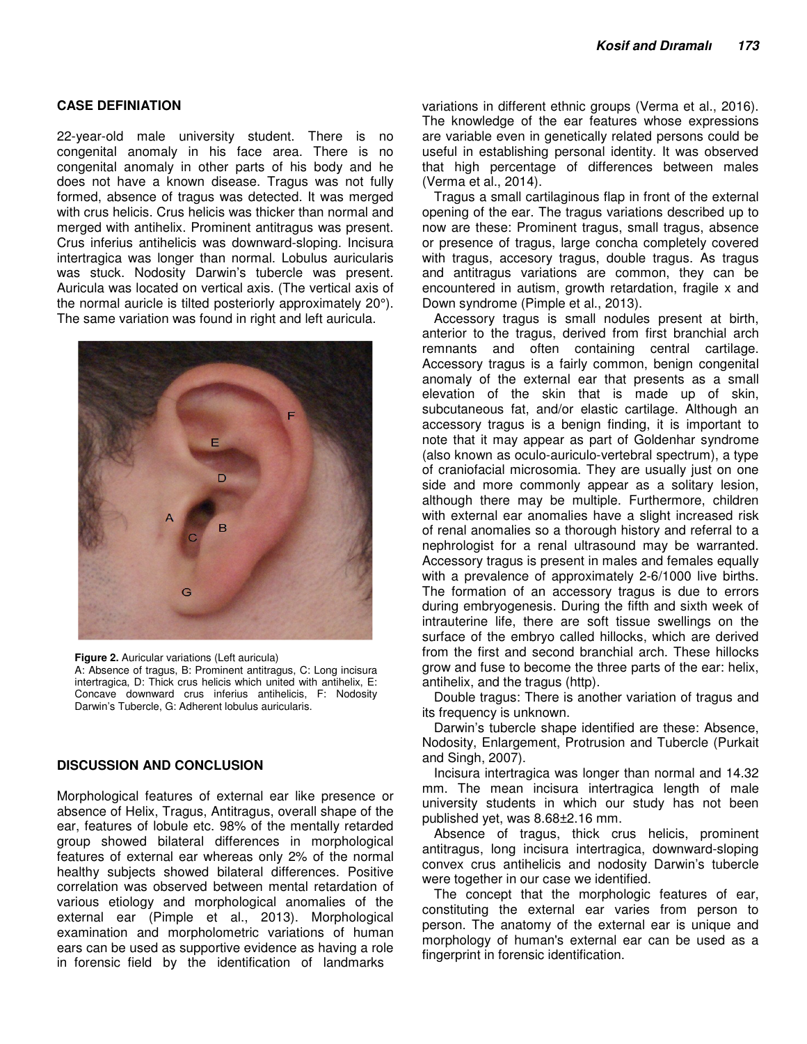## CASE DEFINIATION

22-year-old male university student. There is no congenital anomaly in his face area. There is no congenital anomaly in other parts of his body and he does not have a known disease. Tragus was not fully formed, absence of tragus was detected. It was merged with crus helicis. Crus helicis was thicker than normal and merged with antihelix. Prominent antitragus was present. Crus inferius antihelicis was downward-sloping. Incisura intertragica was longer than normal. Lobulus auricularis was stuck. Nodosity Darwin's tubercle was present. Auricula was located on vertical axis. (The vertical axis of the normal auricle is tilted posteriorly approximately 20°). The same variation was found in right and left auricula.

**Figure 2.** Auricular variations (Left auricula)
A: Absence of tragus, B: Prominent antitragus, C: Long incisura intertragica, D: Thick crus helicis which united with antihelix, E: Concave downward crus inferius antihelicis, F: Nodosity Darwin's Tubercle, G: Adherent lobulus auricularis.

## DISCUSSION AND CONCLUSION

Morphological features of external ear like presence or absence of Helix, Tragus, Antitragus, overall shape of the ear, features of lobule etc. 98% of the mentally retarded group showed bilateral differences in morphological features of external ear whereas only 2% of the normal healthy subjects showed bilateral differences. Positive correlation was observed between mental retardation of various etiology and morphological anomalies of the external ear (Pimple et al., 2013). Morphological examination and morpholometric variations of human ears can be used as supportive evidence as having a role in forensic field by the identification of landmarks variations in different ethnic groups (Verma et al., 2016). The knowledge of the ear features whose expressions are variable even in genetically related persons could be useful in establishing personal identity. It was observed that high percentage of differences between males (Verma et al., 2014).

Tragus a small cartilaginous flap in front of the external opening of the ear. The tragus variations described up to now are these: Prominent tragus, small tragus, absence or presence of tragus, large concha completely covered with tragus, accesory tragus, double tragus. As tragus and antitragus variations are common, they can be encountered in autism, growth retardation, fragile x and Down syndrome (Pimple et al., 2013).

Accessory tragus is small nodules present at birth, anterior to the tragus, derived from first branchial arch remnants and often containing central cartilage. Accessory tragus is a fairly common, benign congenital anomaly of the external ear that presents as a small elevation of the skin that is made up of skin, subcutaneous fat, and/or elastic cartilage. Although an accessory tragus is a benign finding, it is important to note that it may appear as part of Goldenhar syndrome (also known as oculo-auriculo-vertebral spectrum), a type of craniofacial microsomia. They are usually just on one side and more commonly appear as a solitary lesion, although there may be multiple. Furthermore, children with external ear anomalies have a slight increased risk of renal anomalies so a thorough history and referral to a nephrologist for a renal ultrasound may be warranted. Accessory tragus is present in males and females equally with a prevalence of approximately 2-6/1000 live births. The formation of an accessory tragus is due to errors during embryogenesis. During the fifth and sixth week of intrauterine life, there are soft tissue swellings on the surface of the embryo called hillocks, which are derived from the first and second branchial arch. These hillocks grow and fuse to become the three parts of the ear: helix, antihelix, and the tragus (http).

Double tragus: There is another variation of tragus and its frequency is unknown.

Darwin's tubercle shape identified are these: Absence, Nodosity, Enlargement, Protrusion and Tubercle (Purkait and Singh, 2007).

Incisura intertragica was longer than normal and 14.32 mm. The mean incisura intertragica length of male university students in which our study has not been published yet, was 8.68±2.16 mm.

Absence of tragus, thick crus helicis, prominent antitragus, long incisura intertragica, downward-sloping convex crus antihelicis and nodosity Darwin's tubercle were together in our case we identified.

The concept that the morphologic features of ear, constituting the external ear varies from person to person. The anatomy of the external ear is unique and morphology of human's external ear can be used as a fingerprint in forensic identification.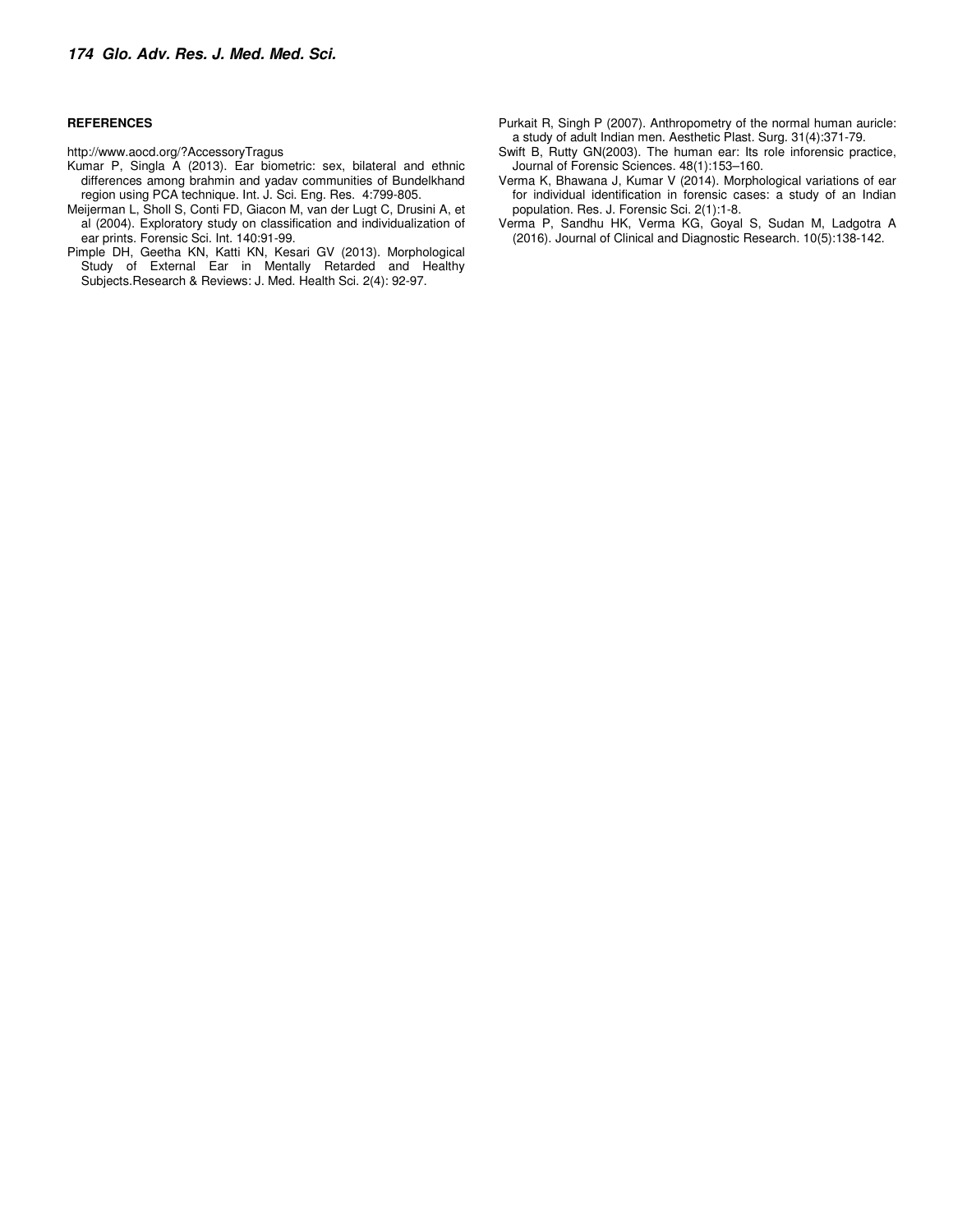**REFERENCES**

http://www.aocd.org/?AccessoryTragus

Kumar P, Singla A (2013). Ear biometric: sex, bilateral and ethnic differences among brahmin and yadav communities of Bundelkhand region using PCA technique. Int. J. Sci. Eng. Res. 4:799-805.

Meijerman L, Sholl S, Conti FD, Giacon M, van der Lugt C, Drusini A, et al (2004). Exploratory study on classification and individualization of ear prints. Forensic Sci. Int. 140:91-99.

Pimple DH, Geetha KN, Katti KN, Kesari GV (2013). Morphological Study of External Ear in Mentally Retarded and Healthy Subjects.Research & Reviews: J. Med. Health Sci. 2(4): 92-97.

Purkait R, Singh P (2007). Anthropometry of the normal human auricle: a study of adult Indian men. Aesthetic Plast. Surg. 31(4):371-79.

Swift B, Rutty GN(2003). The human ear: Its role inforensic practice, Journal of Forensic Sciences. 48(1):153–160.

Verma K, Bhawana J, Kumar V (2014). Morphological variations of ear for individual identification in forensic cases: a study of an Indian population. Res. J. Forensic Sci. 2(1):1-8.

Verma P, Sandhu HK, Verma KG, Goyal S, Sudan M, Ladgotra A (2016). Journal of Clinical and Diagnostic Research. 10(5):138-142.